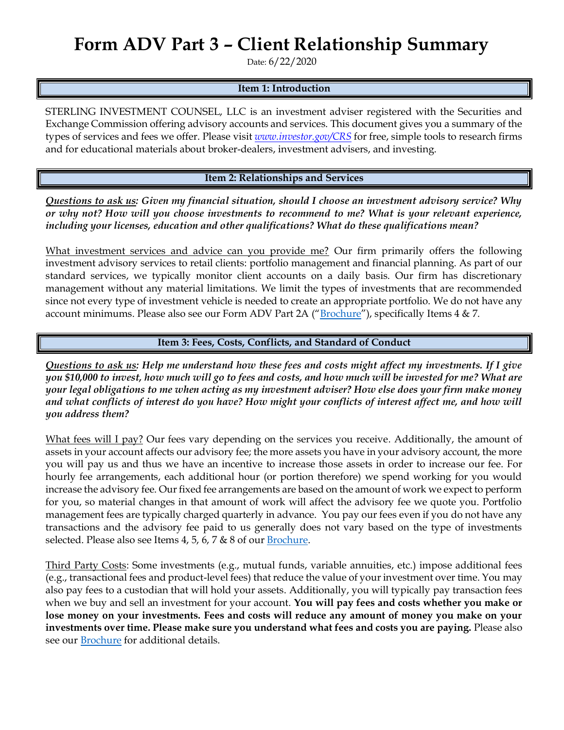# Form ADV Part 3 – Client Relationship Summary

Date: 6/22/2020

## Item 1: Introduction

STERLING INVESTMENT COUNSEL, LLC is an investment adviser registered with the Securities and Exchange Commission offering advisory accounts and services. This document gives you a summary of the types of services and fees we offer. Please visit *www.investor.gov/CRS* for free, simple tools to research firms and for educational materials about broker-dealers, investment advisers, and investing.

## Item 2: Relationships and Services

***Questions to ask us:*** ***Given my financial situation, should I choose an investment advisory service? Why or why not? How will you choose investments to recommend to me? What is your relevant experience, including your licenses, education and other qualifications? What do these qualifications mean?***

What investment services and advice can you provide me? Our firm primarily offers the following investment advisory services to retail clients: portfolio management and financial planning. As part of our standard services, we typically monitor client accounts on a daily basis. Our firm has discretionary management without any material limitations. We limit the types of investments that are recommended since not every type of investment vehicle is needed to create an appropriate portfolio. We do not have any account minimums. Please also see our Form ADV Part 2A ("Brochure"), specifically Items 4 & 7.

## Item 3: Fees, Costs, Conflicts, and Standard of Conduct

***Questions to ask us:*** ***Help me understand how these fees and costs might affect my investments. If I give you $10,000 to invest, how much will go to fees and costs, and how much will be invested for me? What are your legal obligations to me when acting as my investment adviser? How else does your firm make money and what conflicts of interest do you have? How might your conflicts of interest affect me, and how will you address them?***

What fees will I pay? Our fees vary depending on the services you receive. Additionally, the amount of assets in your account affects our advisory fee; the more assets you have in your advisory account, the more you will pay us and thus we have an incentive to increase those assets in order to increase our fee. For hourly fee arrangements, each additional hour (or portion therefore) we spend working for you would increase the advisory fee. Our fixed fee arrangements are based on the amount of work we expect to perform for you, so material changes in that amount of work will affect the advisory fee we quote you. Portfolio management fees are typically charged quarterly in advance. You pay our fees even if you do not have any transactions and the advisory fee paid to us generally does not vary based on the type of investments selected. Please also see Items 4, 5, 6, 7 & 8 of our Brochure.

Third Party Costs: Some investments (e.g., mutual funds, variable annuities, etc.) impose additional fees (e.g., transactional fees and product-level fees) that reduce the value of your investment over time. You may also pay fees to a custodian that will hold your assets. Additionally, you will typically pay transaction fees when we buy and sell an investment for your account. **You will pay fees and costs whether you make or lose money on your investments. Fees and costs will reduce any amount of money you make on your investments over time. Please make sure you understand what fees and costs you are paying.** Please also see our Brochure for additional details.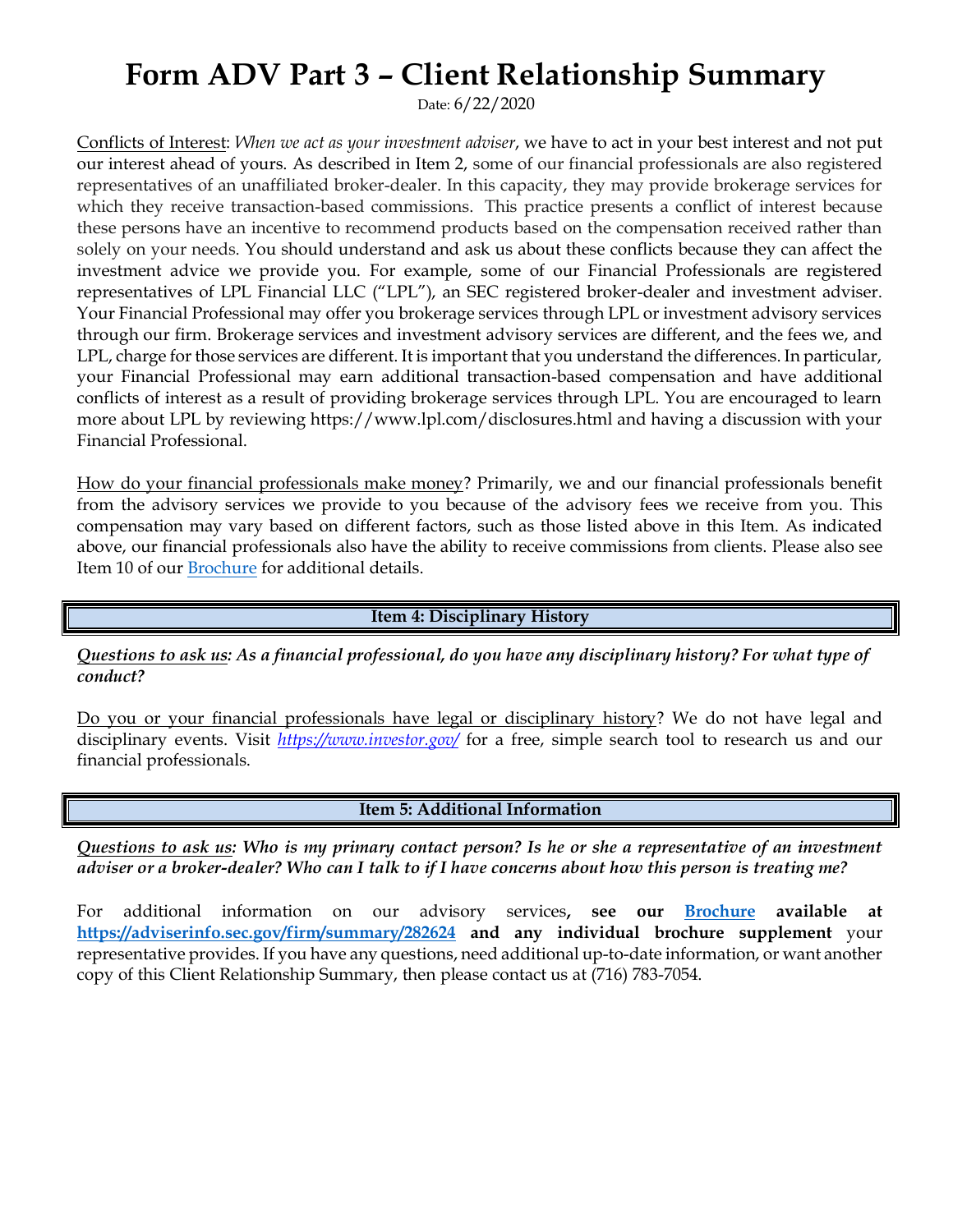# Form ADV Part 3 – Client Relationship Summary

Date: 6/22/2020

Conflicts of Interest: *When we act as your investment adviser*, we have to act in your best interest and not put our interest ahead of yours. As described in Item 2, some of our financial professionals are also registered representatives of an unaffiliated broker-dealer. In this capacity, they may provide brokerage services for which they receive transaction-based commissions. This practice presents a conflict of interest because these persons have an incentive to recommend products based on the compensation received rather than solely on your needs. You should understand and ask us about these conflicts because they can affect the investment advice we provide you. For example, some of our Financial Professionals are registered representatives of LPL Financial LLC ("LPL"), an SEC registered broker-dealer and investment adviser. Your Financial Professional may offer you brokerage services through LPL or investment advisory services through our firm. Brokerage services and investment advisory services are different, and the fees we, and LPL, charge for those services are different. It is important that you understand the differences. In particular, your Financial Professional may earn additional transaction-based compensation and have additional conflicts of interest as a result of providing brokerage services through LPL. You are encouraged to learn more about LPL by reviewing https://www.lpl.com/disclosures.html and having a discussion with your Financial Professional.

How do your financial professionals make money? Primarily, we and our financial professionals benefit from the advisory services we provide to you because of the advisory fees we receive from you. This compensation may vary based on different factors, such as those listed above in this Item. As indicated above, our financial professionals also have the ability to receive commissions from clients. Please also see Item 10 of our Brochure for additional details.

## Item 4: Disciplinary History

***Questions to ask us: As a financial professional, do you have any disciplinary history? For what type of conduct?***

Do you or your financial professionals have legal or disciplinary history? We do not have legal and disciplinary events. Visit *https://www.investor.gov/* for a free, simple search tool to research us and our financial professionals.

## Item 5: Additional Information

***Questions to ask us: Who is my primary contact person? Is he or she a representative of an investment adviser or a broker-dealer? Who can I talk to if I have concerns about how this person is treating me?***

For additional information on our advisory services**, see our Brochure available at https://adviserinfo.sec.gov/firm/summary/282624 and any individual brochure supplement** your representative provides. If you have any questions, need additional up-to-date information, or want another copy of this Client Relationship Summary, then please contact us at (716) 783-7054.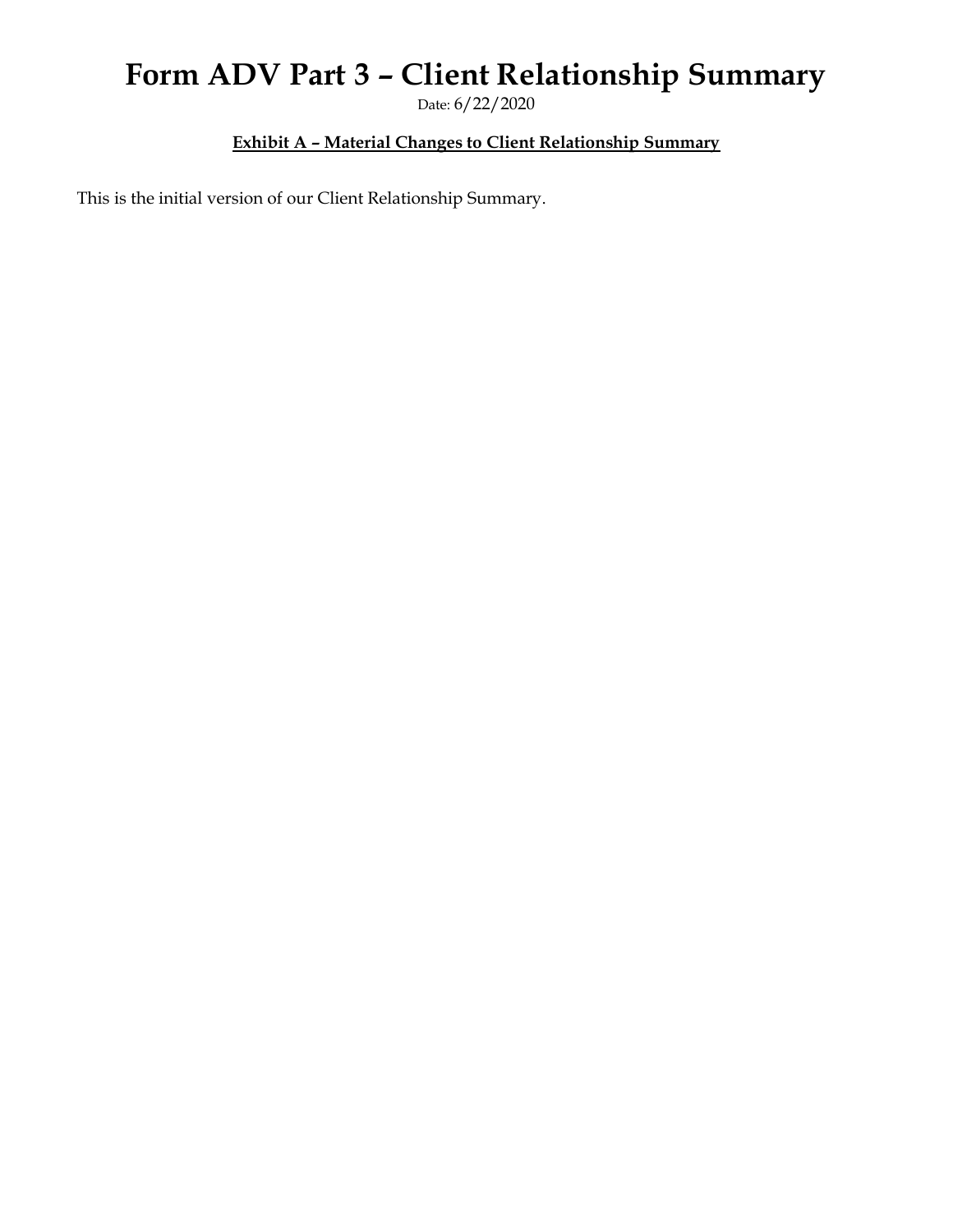# Form ADV Part 3 – Client Relationship Summary

Date: 6/22/2020

**Exhibit A – Material Changes to Client Relationship Summary**

This is the initial version of our Client Relationship Summary.